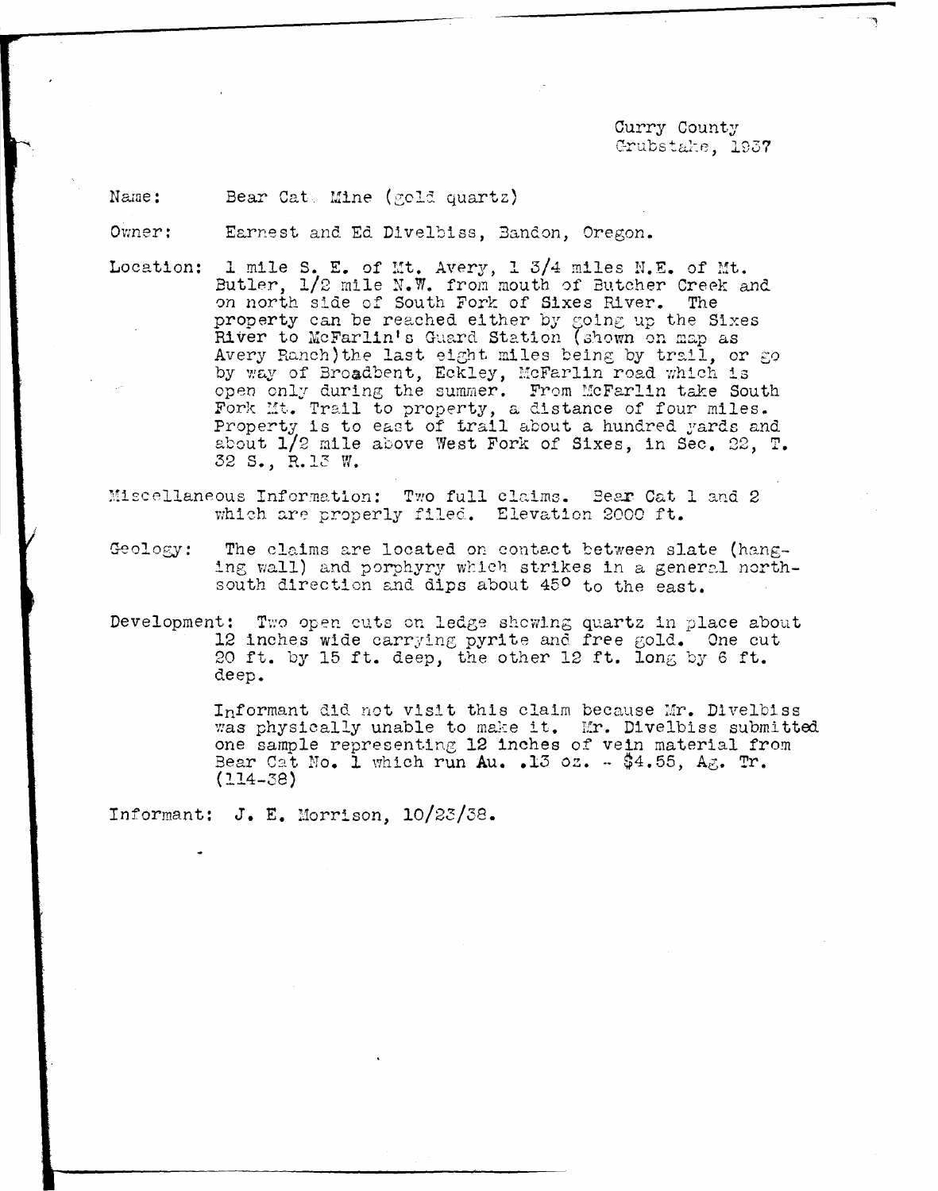Curry County
Grubstake, 1937

Name: Bear Cat Mine (gold quartz)

Owner: Earnest and Ed Divelbiss, Bandon, Oregon.

Location: 1 mile S. E. of Mt. Avery, 1 3/4 miles N.E. of Mt. Butler, 1/2 mile N.W. from mouth of Butcher Creek and on north side of South Fork of Sixes River. The property can be reached either by going up the Sixes River to McFarlin's Guard Station (shown on map as Avery Ranch) the last eight miles being by trail, or go by way of Broadbent, Eckley, McFarlin road which is open only during the summer. From McFarlin take South Fork Mt. Trail to property, a distance of four miles. Property is to east of trail about a hundred yards and about 1/2 mile above West Fork of Sixes, in Sec. 22, T. 32 S., R.13 W.

Miscellaneous Information: Two full claims. Bear Cat 1 and 2 which are properly filed. Elevation 2000 ft.

Geology: The claims are located on contact between slate (hanging wall) and porphyry which strikes in a general north-south direction and dips about 45° to the east.

Development: Two open cuts on ledge showing quartz in place about 12 inches wide carrying pyrite and free gold. One cut 20 ft. by 15 ft. deep, the other 12 ft. long by 6 ft. deep.

Informant did not visit this claim because Mr. Divelbiss was physically unable to make it. Mr. Divelbiss submitted one sample representing 12 inches of vein material from Bear Cat No. 1 which run Au. .13 oz. - $4.55, Ag. Tr. (114-38)

Informant: J. E. Morrison, 10/23/38.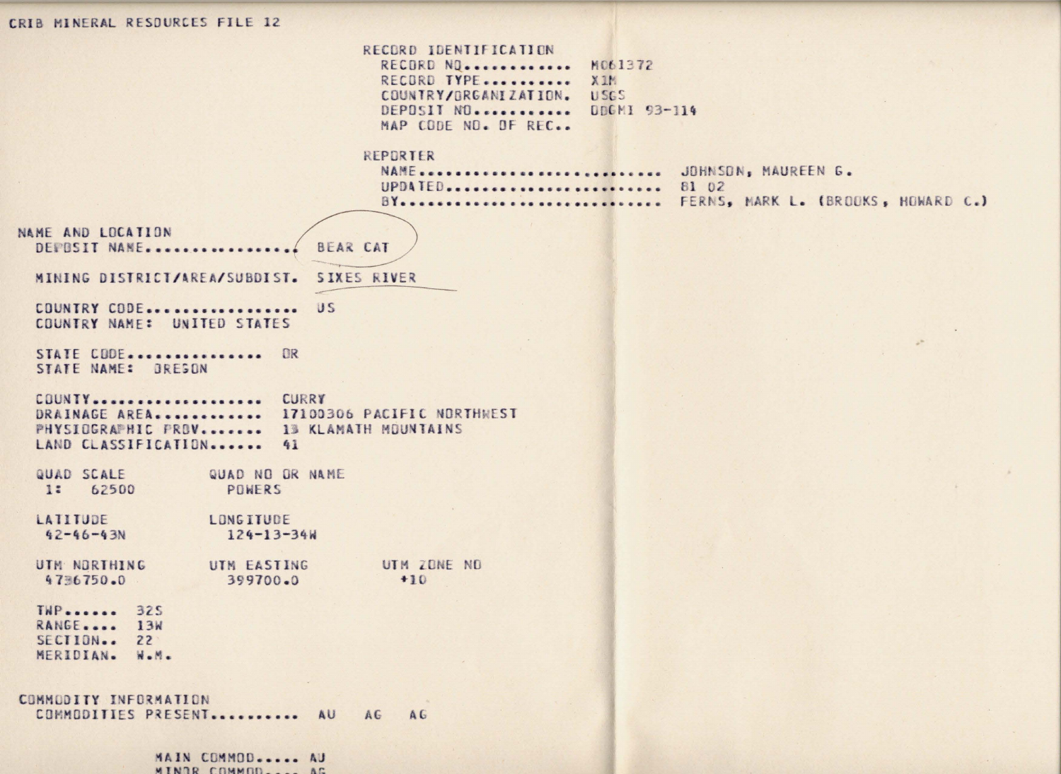CRIB MINERAL RESOURCES FILE 12

## RECORD IDENTIFICATION

RECORD NO............ M061372
RECORD TYPE.......... X1M
COUNTRY/ORGANIZATION. USGS
DEPOSIT NO........... DDGMI 93-114
MAP CODE NO. OF REC..

## REPORTER

NAME......................... JOHNSON, MAUREEN G.
UPDATED...................... 81 02
BY........................... FERNS, MARK L. (BROOKS, HOWARD C.)

## NAME AND LOCATION

DEPOSIT NAME................ BEAR CAT

MINING DISTRICT/AREA/SUBDIST. SIXES RIVER

COUNTRY CODE................. US
COUNTRY NAME: UNITED STATES

STATE CODE............... OR
STATE NAME: OREGON

COUNTY.................... CURRY
DRAINAGE AREA............ 17100306 PACIFIC NORTHWEST
PHYSIOGRAPHIC PROV....... 13 KLAMATH MOUNTAINS
LAND CLASSIFICATION...... 41

| QUAD SCALE | QUAD NO OR NAME | |
|---|---|---|
| 1: 62500 | POWERS | |
| LATITUDE | LONGITUDE | |
| 42-46-43N | 124-13-34W | |
| UTM NORTHING | UTM EASTING | UTM ZONE NO |
| 4736750.0 | 399700.0 | +10 |

TWP...... 32S
RANGE.... 13W
SECTION.. 22
MERIDIAN. W.M.

## COMMODITY INFORMATION

COMMODITIES PRESENT.......... AU AG AG

MAIN COMMOD..... AU
MINOR COMMOD.... AG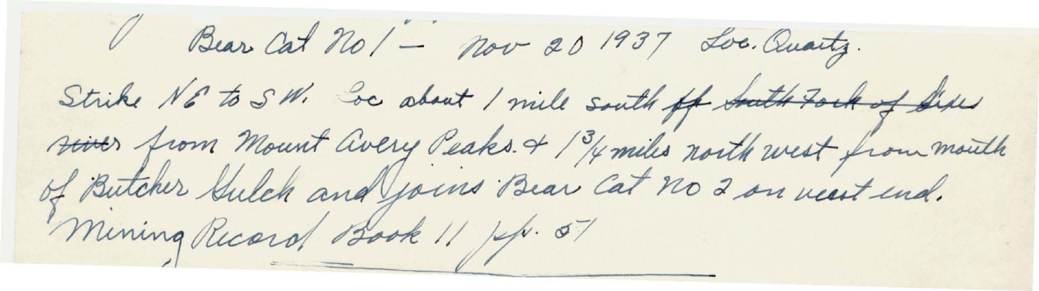Bear Cat No 1 – Nov 20 1937 Loc. Quartz.

Strike NE to SW. Loc about 1 mile south ~~of South Fork of Sixes river~~ from Mount Avery Peaks. & 1 3/4 miles north west from mouth of Butcher Gulch and joins Bear Cat No 2 on west end.

Mining Record Book 11 pp. 57